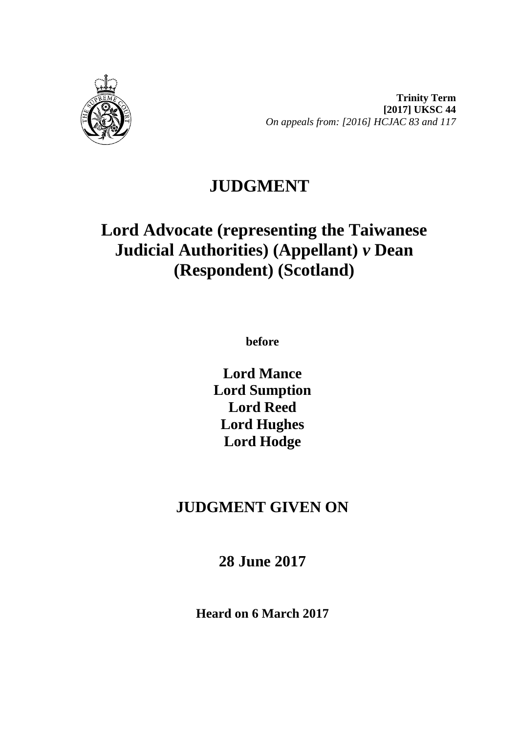**Trinity Term**
**[2017] UKSC 44**
*On appeals from: [2016] HCJAC 83 and 117*

# JUDGMENT

# Lord Advocate (representing the Taiwanese Judicial Authorities) (Appellant) *v* Dean (Respondent) (Scotland)

**before**

**Lord Mance**
**Lord Sumption**
**Lord Reed**
**Lord Hughes**
**Lord Hodge**

## JUDGMENT GIVEN ON

## 28 June 2017

**Heard on 6 March 2017**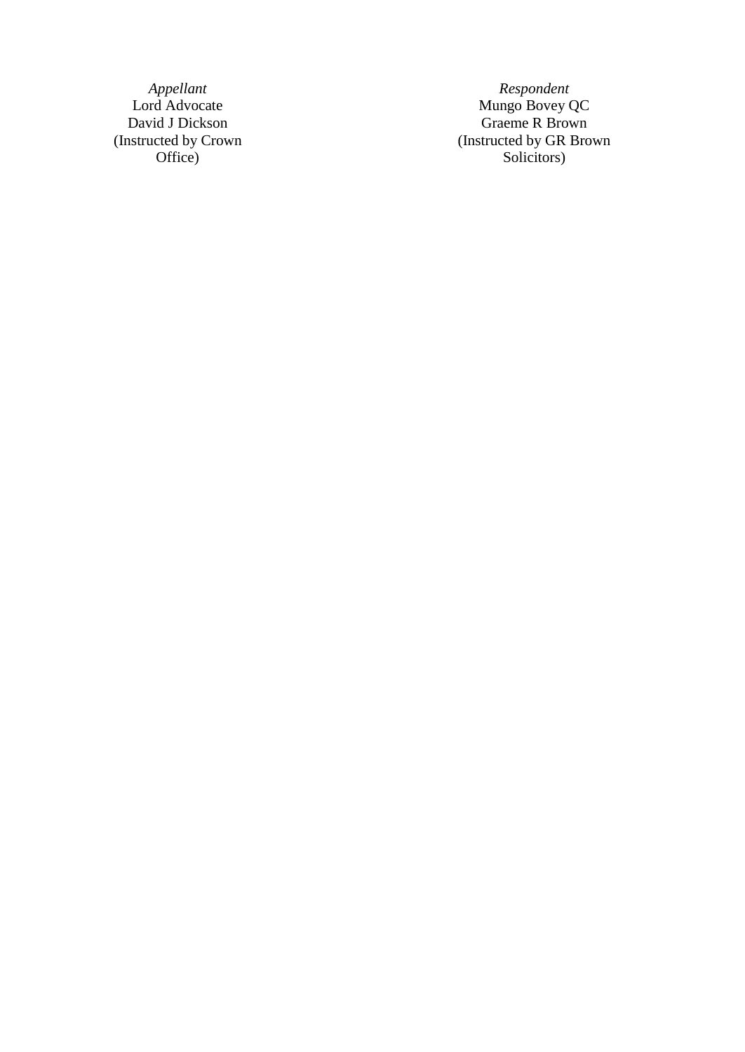| *Appellant* | *Respondent* |
| --- | --- |
| Lord Advocate | Mungo Bovey QC |
| David J Dickson | Graeme R Brown |
| (Instructed by Crown Office) | (Instructed by GR Brown Solicitors) |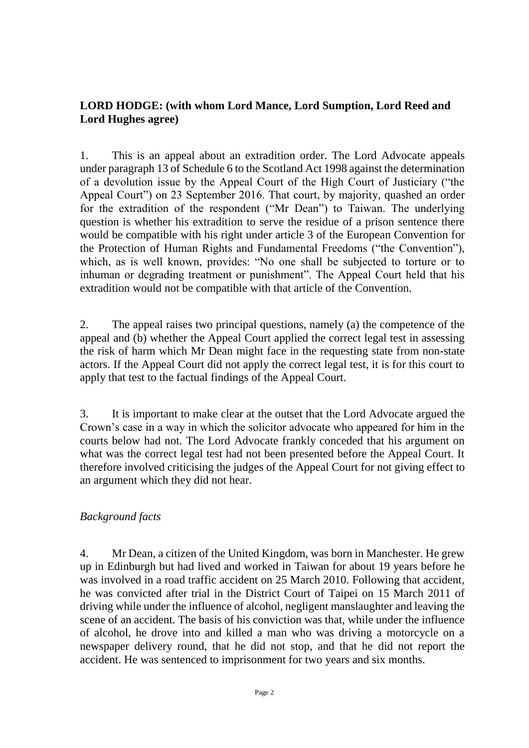**LORD HODGE: (with whom Lord Mance, Lord Sumption, Lord Reed and Lord Hughes agree)**

1. This is an appeal about an extradition order. The Lord Advocate appeals under paragraph 13 of Schedule 6 to the Scotland Act 1998 against the determination of a devolution issue by the Appeal Court of the High Court of Justiciary ("the Appeal Court") on 23 September 2016. That court, by majority, quashed an order for the extradition of the respondent ("Mr Dean") to Taiwan. The underlying question is whether his extradition to serve the residue of a prison sentence there would be compatible with his right under article 3 of the European Convention for the Protection of Human Rights and Fundamental Freedoms ("the Convention"), which, as is well known, provides: "No one shall be subjected to torture or to inhuman or degrading treatment or punishment". The Appeal Court held that his extradition would not be compatible with that article of the Convention.

2. The appeal raises two principal questions, namely (a) the competence of the appeal and (b) whether the Appeal Court applied the correct legal test in assessing the risk of harm which Mr Dean might face in the requesting state from non-state actors. If the Appeal Court did not apply the correct legal test, it is for this court to apply that test to the factual findings of the Appeal Court.

3. It is important to make clear at the outset that the Lord Advocate argued the Crown's case in a way in which the solicitor advocate who appeared for him in the courts below had not. The Lord Advocate frankly conceded that his argument on what was the correct legal test had not been presented before the Appeal Court. It therefore involved criticising the judges of the Appeal Court for not giving effect to an argument which they did not hear.

*Background facts*

4. Mr Dean, a citizen of the United Kingdom, was born in Manchester. He grew up in Edinburgh but had lived and worked in Taiwan for about 19 years before he was involved in a road traffic accident on 25 March 2010. Following that accident, he was convicted after trial in the District Court of Taipei on 15 March 2011 of driving while under the influence of alcohol, negligent manslaughter and leaving the scene of an accident. The basis of his conviction was that, while under the influence of alcohol, he drove into and killed a man who was driving a motorcycle on a newspaper delivery round, that he did not stop, and that he did not report the accident. He was sentenced to imprisonment for two years and six months.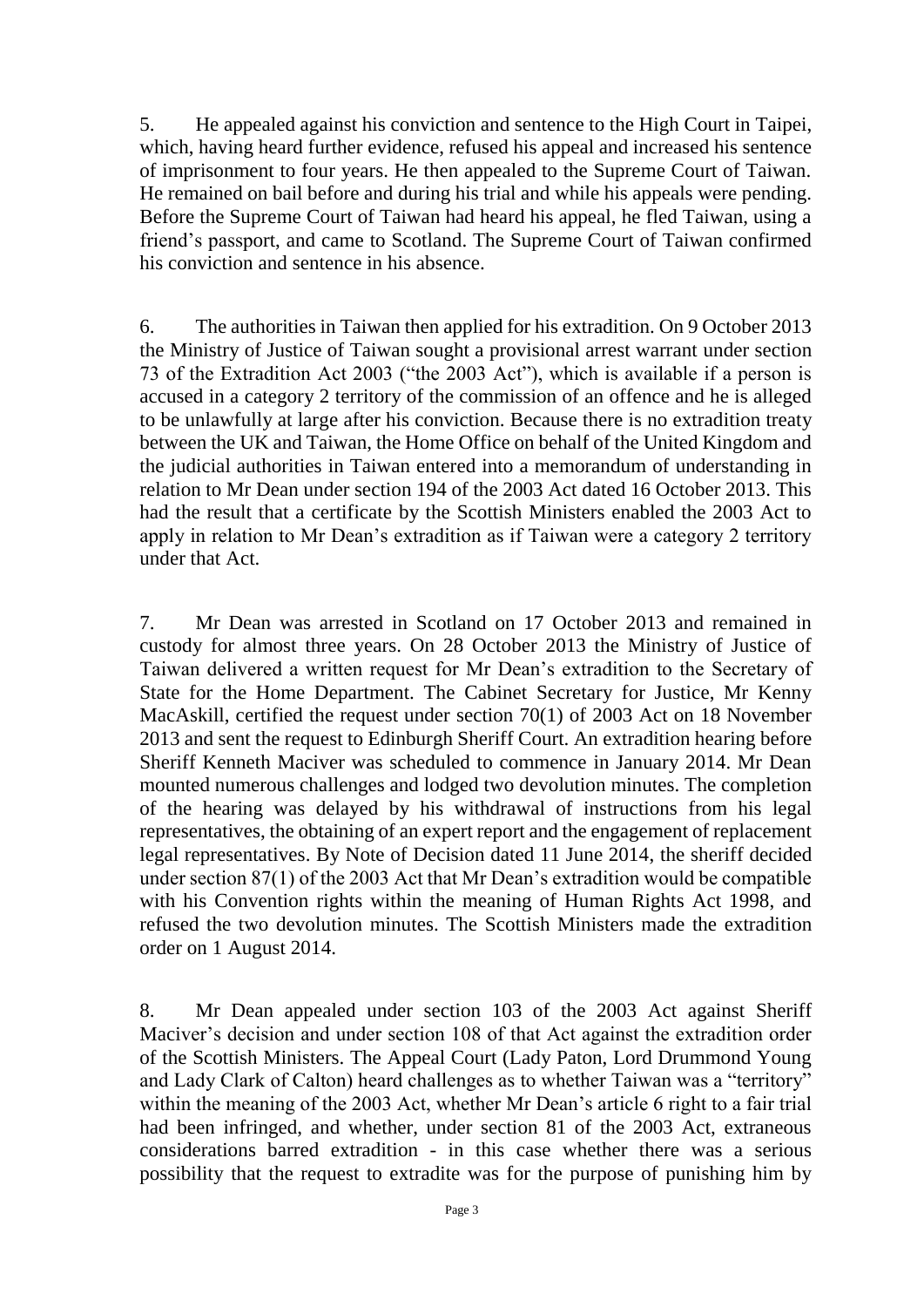5. He appealed against his conviction and sentence to the High Court in Taipei, which, having heard further evidence, refused his appeal and increased his sentence of imprisonment to four years. He then appealed to the Supreme Court of Taiwan. He remained on bail before and during his trial and while his appeals were pending. Before the Supreme Court of Taiwan had heard his appeal, he fled Taiwan, using a friend's passport, and came to Scotland. The Supreme Court of Taiwan confirmed his conviction and sentence in his absence.

6. The authorities in Taiwan then applied for his extradition. On 9 October 2013 the Ministry of Justice of Taiwan sought a provisional arrest warrant under section 73 of the Extradition Act 2003 ("the 2003 Act"), which is available if a person is accused in a category 2 territory of the commission of an offence and he is alleged to be unlawfully at large after his conviction. Because there is no extradition treaty between the UK and Taiwan, the Home Office on behalf of the United Kingdom and the judicial authorities in Taiwan entered into a memorandum of understanding in relation to Mr Dean under section 194 of the 2003 Act dated 16 October 2013. This had the result that a certificate by the Scottish Ministers enabled the 2003 Act to apply in relation to Mr Dean's extradition as if Taiwan were a category 2 territory under that Act.

7. Mr Dean was arrested in Scotland on 17 October 2013 and remained in custody for almost three years. On 28 October 2013 the Ministry of Justice of Taiwan delivered a written request for Mr Dean's extradition to the Secretary of State for the Home Department. The Cabinet Secretary for Justice, Mr Kenny MacAskill, certified the request under section 70(1) of 2003 Act on 18 November 2013 and sent the request to Edinburgh Sheriff Court. An extradition hearing before Sheriff Kenneth Maciver was scheduled to commence in January 2014. Mr Dean mounted numerous challenges and lodged two devolution minutes. The completion of the hearing was delayed by his withdrawal of instructions from his legal representatives, the obtaining of an expert report and the engagement of replacement legal representatives. By Note of Decision dated 11 June 2014, the sheriff decided under section 87(1) of the 2003 Act that Mr Dean's extradition would be compatible with his Convention rights within the meaning of Human Rights Act 1998, and refused the two devolution minutes. The Scottish Ministers made the extradition order on 1 August 2014.

8. Mr Dean appealed under section 103 of the 2003 Act against Sheriff Maciver's decision and under section 108 of that Act against the extradition order of the Scottish Ministers. The Appeal Court (Lady Paton, Lord Drummond Young and Lady Clark of Calton) heard challenges as to whether Taiwan was a "territory" within the meaning of the 2003 Act, whether Mr Dean's article 6 right to a fair trial had been infringed, and whether, under section 81 of the 2003 Act, extraneous considerations barred extradition - in this case whether there was a serious possibility that the request to extradite was for the purpose of punishing him by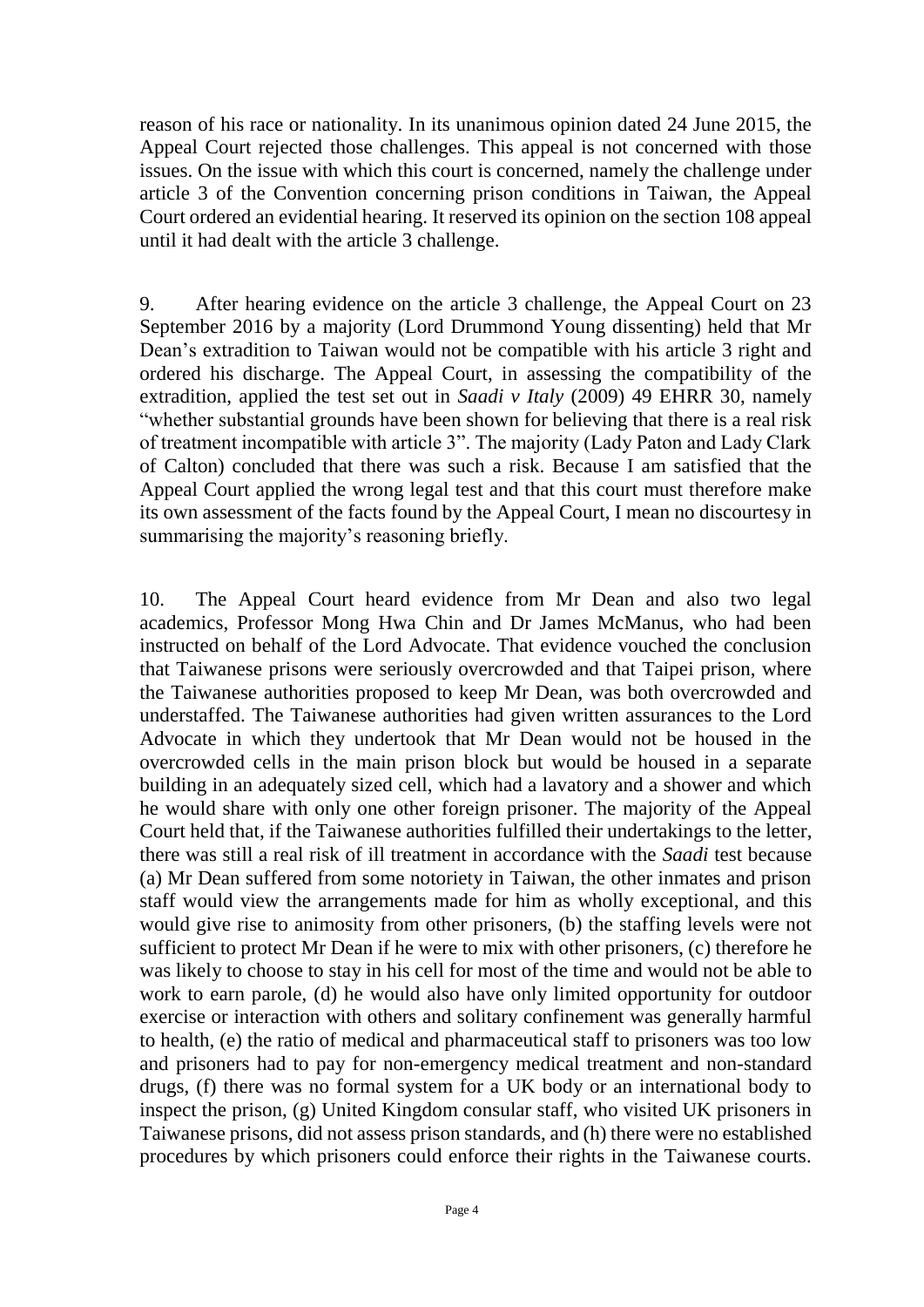reason of his race or nationality. In its unanimous opinion dated 24 June 2015, the Appeal Court rejected those challenges. This appeal is not concerned with those issues. On the issue with which this court is concerned, namely the challenge under article 3 of the Convention concerning prison conditions in Taiwan, the Appeal Court ordered an evidential hearing. It reserved its opinion on the section 108 appeal until it had dealt with the article 3 challenge.

9. After hearing evidence on the article 3 challenge, the Appeal Court on 23 September 2016 by a majority (Lord Drummond Young dissenting) held that Mr Dean's extradition to Taiwan would not be compatible with his article 3 right and ordered his discharge. The Appeal Court, in assessing the compatibility of the extradition, applied the test set out in *Saadi v Italy* (2009) 49 EHRR 30, namely "whether substantial grounds have been shown for believing that there is a real risk of treatment incompatible with article 3". The majority (Lady Paton and Lady Clark of Calton) concluded that there was such a risk. Because I am satisfied that the Appeal Court applied the wrong legal test and that this court must therefore make its own assessment of the facts found by the Appeal Court, I mean no discourtesy in summarising the majority's reasoning briefly.

10. The Appeal Court heard evidence from Mr Dean and also two legal academics, Professor Mong Hwa Chin and Dr James McManus, who had been instructed on behalf of the Lord Advocate. That evidence vouched the conclusion that Taiwanese prisons were seriously overcrowded and that Taipei prison, where the Taiwanese authorities proposed to keep Mr Dean, was both overcrowded and understaffed. The Taiwanese authorities had given written assurances to the Lord Advocate in which they undertook that Mr Dean would not be housed in the overcrowded cells in the main prison block but would be housed in a separate building in an adequately sized cell, which had a lavatory and a shower and which he would share with only one other foreign prisoner. The majority of the Appeal Court held that, if the Taiwanese authorities fulfilled their undertakings to the letter, there was still a real risk of ill treatment in accordance with the *Saadi* test because (a) Mr Dean suffered from some notoriety in Taiwan, the other inmates and prison staff would view the arrangements made for him as wholly exceptional, and this would give rise to animosity from other prisoners, (b) the staffing levels were not sufficient to protect Mr Dean if he were to mix with other prisoners, (c) therefore he was likely to choose to stay in his cell for most of the time and would not be able to work to earn parole, (d) he would also have only limited opportunity for outdoor exercise or interaction with others and solitary confinement was generally harmful to health, (e) the ratio of medical and pharmaceutical staff to prisoners was too low and prisoners had to pay for non-emergency medical treatment and non-standard drugs, (f) there was no formal system for a UK body or an international body to inspect the prison, (g) United Kingdom consular staff, who visited UK prisoners in Taiwanese prisons, did not assess prison standards, and (h) there were no established procedures by which prisoners could enforce their rights in the Taiwanese courts.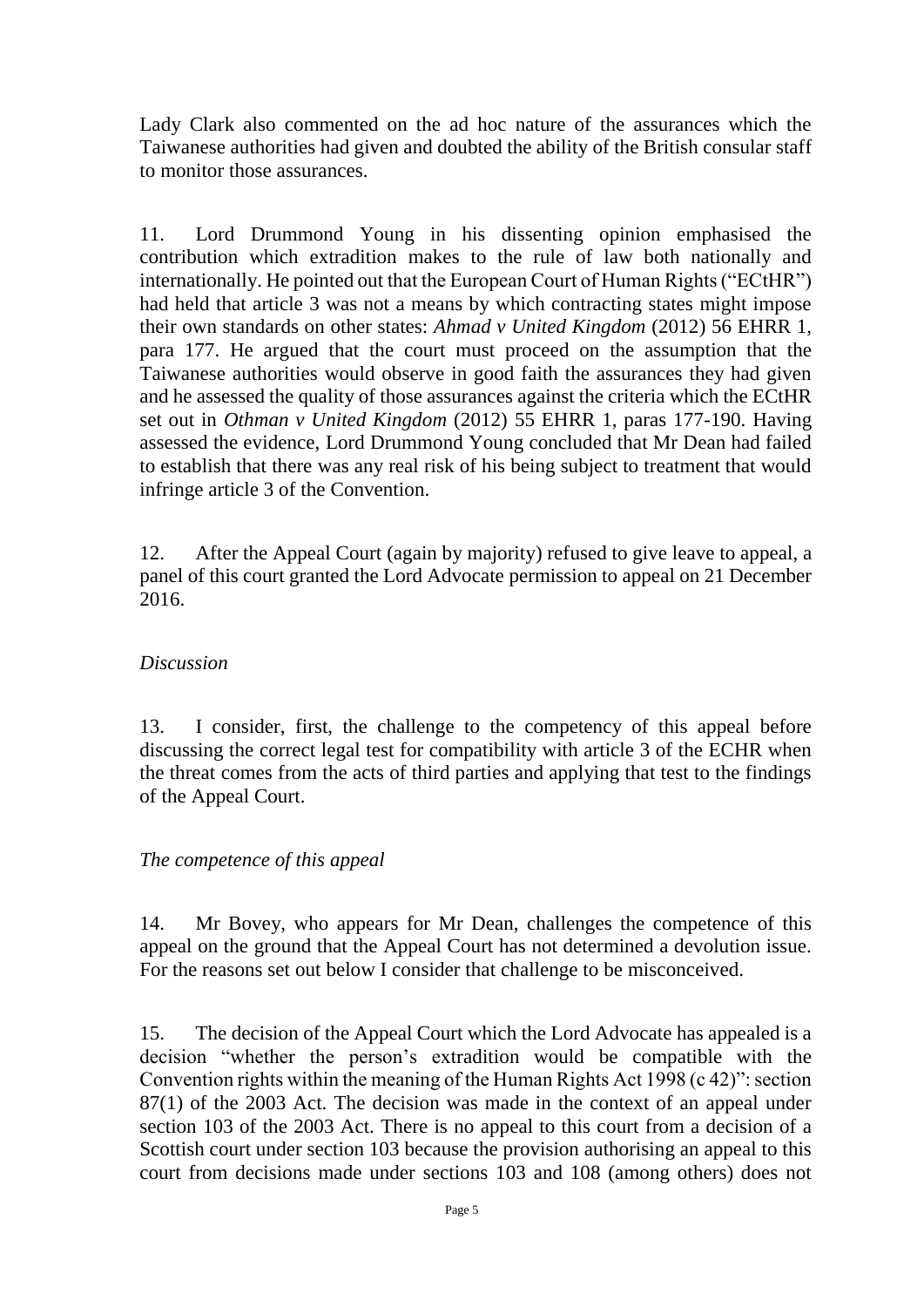Lady Clark also commented on the ad hoc nature of the assurances which the Taiwanese authorities had given and doubted the ability of the British consular staff to monitor those assurances.

11. Lord Drummond Young in his dissenting opinion emphasised the contribution which extradition makes to the rule of law both nationally and internationally. He pointed out that the European Court of Human Rights ("ECtHR") had held that article 3 was not a means by which contracting states might impose their own standards on other states: *Ahmad v United Kingdom* (2012) 56 EHRR 1, para 177. He argued that the court must proceed on the assumption that the Taiwanese authorities would observe in good faith the assurances they had given and he assessed the quality of those assurances against the criteria which the ECtHR set out in *Othman v United Kingdom* (2012) 55 EHRR 1, paras 177-190. Having assessed the evidence, Lord Drummond Young concluded that Mr Dean had failed to establish that there was any real risk of his being subject to treatment that would infringe article 3 of the Convention.

12. After the Appeal Court (again by majority) refused to give leave to appeal, a panel of this court granted the Lord Advocate permission to appeal on 21 December 2016.

*Discussion*

13. I consider, first, the challenge to the competency of this appeal before discussing the correct legal test for compatibility with article 3 of the ECHR when the threat comes from the acts of third parties and applying that test to the findings of the Appeal Court.

*The competence of this appeal*

14. Mr Bovey, who appears for Mr Dean, challenges the competence of this appeal on the ground that the Appeal Court has not determined a devolution issue. For the reasons set out below I consider that challenge to be misconceived.

15. The decision of the Appeal Court which the Lord Advocate has appealed is a decision "whether the person's extradition would be compatible with the Convention rights within the meaning of the Human Rights Act 1998 (c 42)": section 87(1) of the 2003 Act. The decision was made in the context of an appeal under section 103 of the 2003 Act. There is no appeal to this court from a decision of a Scottish court under section 103 because the provision authorising an appeal to this court from decisions made under sections 103 and 108 (among others) does not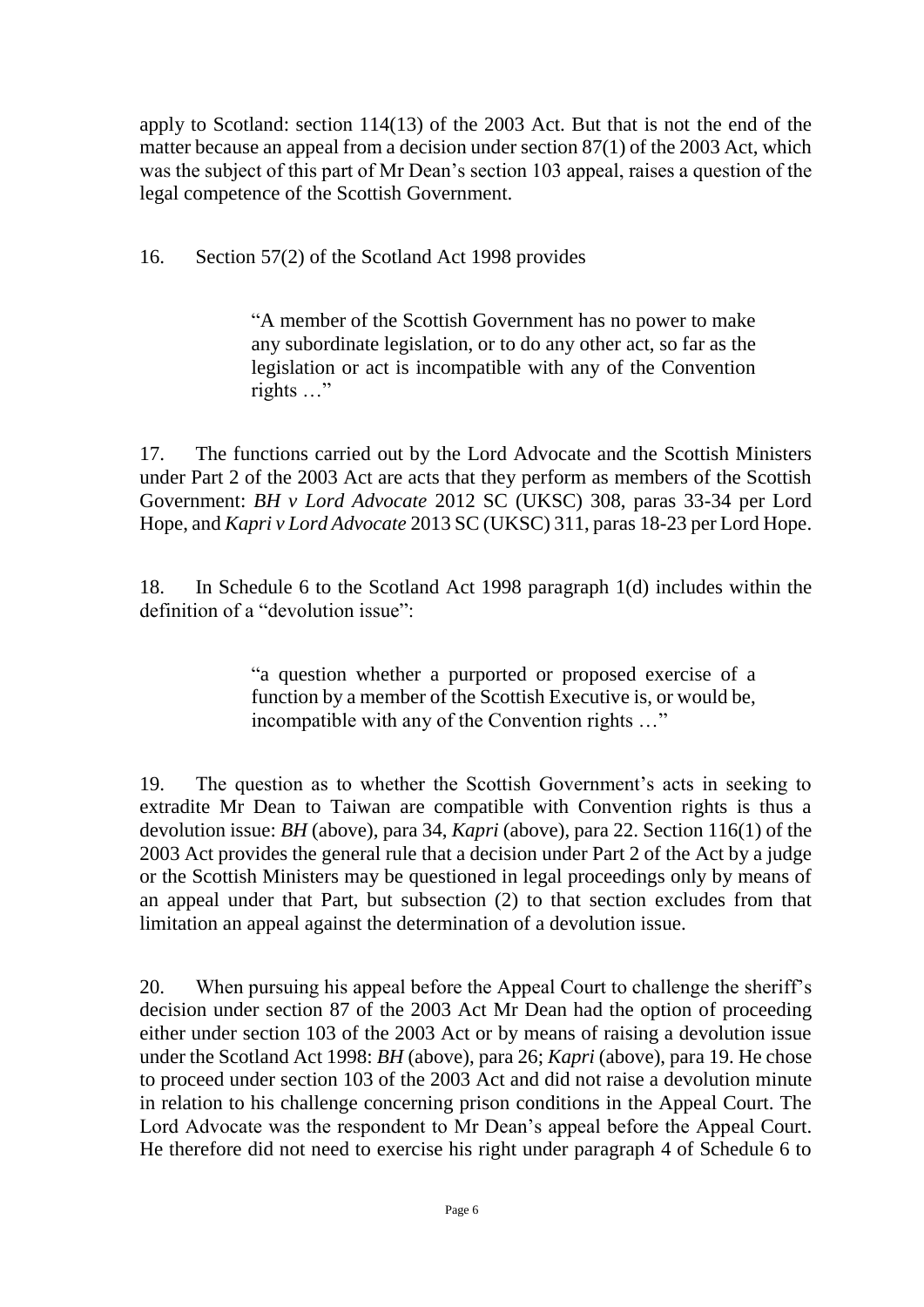apply to Scotland: section 114(13) of the 2003 Act. But that is not the end of the matter because an appeal from a decision under section 87(1) of the 2003 Act, which was the subject of this part of Mr Dean's section 103 appeal, raises a question of the legal competence of the Scottish Government.

16. Section 57(2) of the Scotland Act 1998 provides

> "A member of the Scottish Government has no power to make any subordinate legislation, or to do any other act, so far as the legislation or act is incompatible with any of the Convention rights …"

17. The functions carried out by the Lord Advocate and the Scottish Ministers under Part 2 of the 2003 Act are acts that they perform as members of the Scottish Government: *BH v Lord Advocate* 2012 SC (UKSC) 308, paras 33-34 per Lord Hope, and *Kapri v Lord Advocate* 2013 SC (UKSC) 311, paras 18-23 per Lord Hope.

18. In Schedule 6 to the Scotland Act 1998 paragraph 1(d) includes within the definition of a "devolution issue":

> "a question whether a purported or proposed exercise of a function by a member of the Scottish Executive is, or would be, incompatible with any of the Convention rights …"

19. The question as to whether the Scottish Government's acts in seeking to extradite Mr Dean to Taiwan are compatible with Convention rights is thus a devolution issue: *BH* (above), para 34, *Kapri* (above), para 22. Section 116(1) of the 2003 Act provides the general rule that a decision under Part 2 of the Act by a judge or the Scottish Ministers may be questioned in legal proceedings only by means of an appeal under that Part, but subsection (2) to that section excludes from that limitation an appeal against the determination of a devolution issue.

20. When pursuing his appeal before the Appeal Court to challenge the sheriff's decision under section 87 of the 2003 Act Mr Dean had the option of proceeding either under section 103 of the 2003 Act or by means of raising a devolution issue under the Scotland Act 1998: *BH* (above), para 26; *Kapri* (above), para 19. He chose to proceed under section 103 of the 2003 Act and did not raise a devolution minute in relation to his challenge concerning prison conditions in the Appeal Court. The Lord Advocate was the respondent to Mr Dean's appeal before the Appeal Court. He therefore did not need to exercise his right under paragraph 4 of Schedule 6 to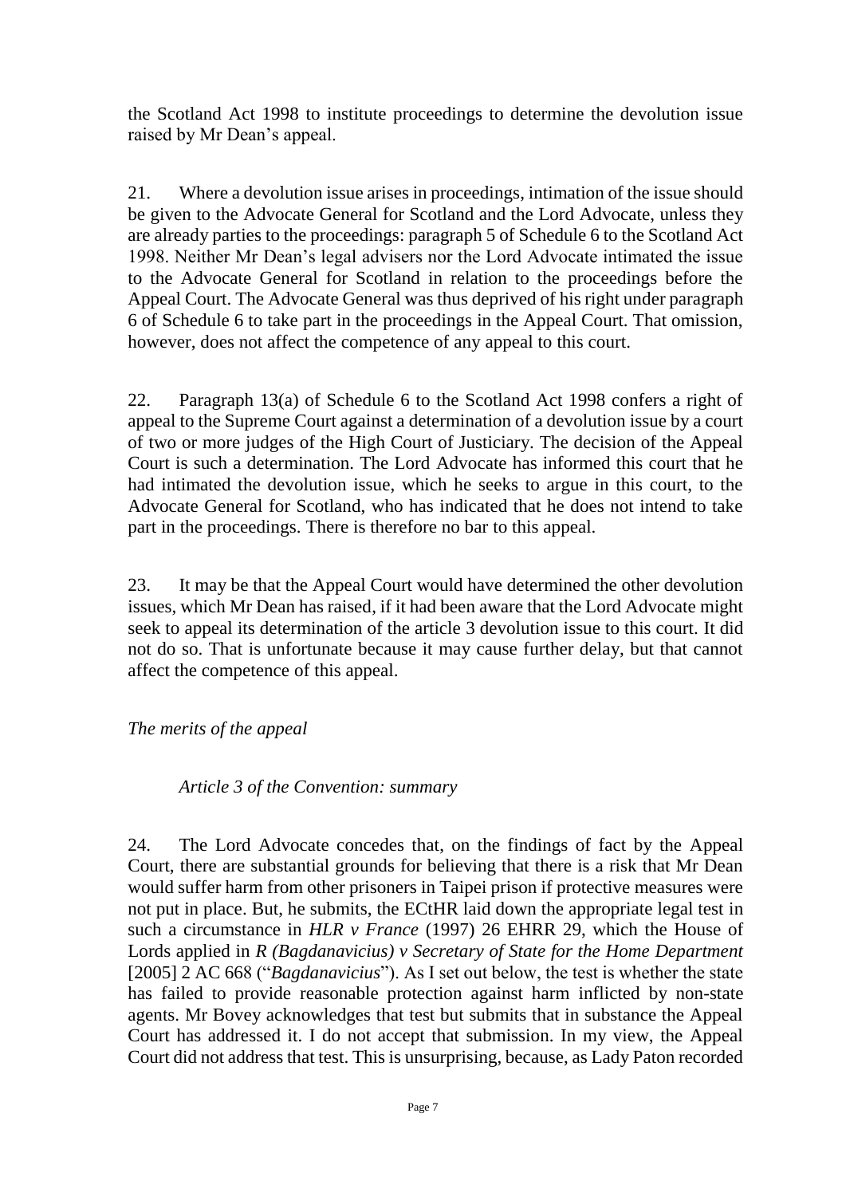the Scotland Act 1998 to institute proceedings to determine the devolution issue raised by Mr Dean's appeal.

21. Where a devolution issue arises in proceedings, intimation of the issue should be given to the Advocate General for Scotland and the Lord Advocate, unless they are already parties to the proceedings: paragraph 5 of Schedule 6 to the Scotland Act 1998. Neither Mr Dean's legal advisers nor the Lord Advocate intimated the issue to the Advocate General for Scotland in relation to the proceedings before the Appeal Court. The Advocate General was thus deprived of his right under paragraph 6 of Schedule 6 to take part in the proceedings in the Appeal Court. That omission, however, does not affect the competence of any appeal to this court.

22. Paragraph 13(a) of Schedule 6 to the Scotland Act 1998 confers a right of appeal to the Supreme Court against a determination of a devolution issue by a court of two or more judges of the High Court of Justiciary. The decision of the Appeal Court is such a determination. The Lord Advocate has informed this court that he had intimated the devolution issue, which he seeks to argue in this court, to the Advocate General for Scotland, who has indicated that he does not intend to take part in the proceedings. There is therefore no bar to this appeal.

23. It may be that the Appeal Court would have determined the other devolution issues, which Mr Dean has raised, if it had been aware that the Lord Advocate might seek to appeal its determination of the article 3 devolution issue to this court. It did not do so. That is unfortunate because it may cause further delay, but that cannot affect the competence of this appeal.

*The merits of the appeal*

*Article 3 of the Convention: summary*

24. The Lord Advocate concedes that, on the findings of fact by the Appeal Court, there are substantial grounds for believing that there is a risk that Mr Dean would suffer harm from other prisoners in Taipei prison if protective measures were not put in place. But, he submits, the ECtHR laid down the appropriate legal test in such a circumstance in *HLR v France* (1997) 26 EHRR 29, which the House of Lords applied in *R (Bagdanavicius) v Secretary of State for the Home Department* [2005] 2 AC 668 ("*Bagdanavicius*"). As I set out below, the test is whether the state has failed to provide reasonable protection against harm inflicted by non-state agents. Mr Bovey acknowledges that test but submits that in substance the Appeal Court has addressed it. I do not accept that submission. In my view, the Appeal Court did not address that test. This is unsurprising, because, as Lady Paton recorded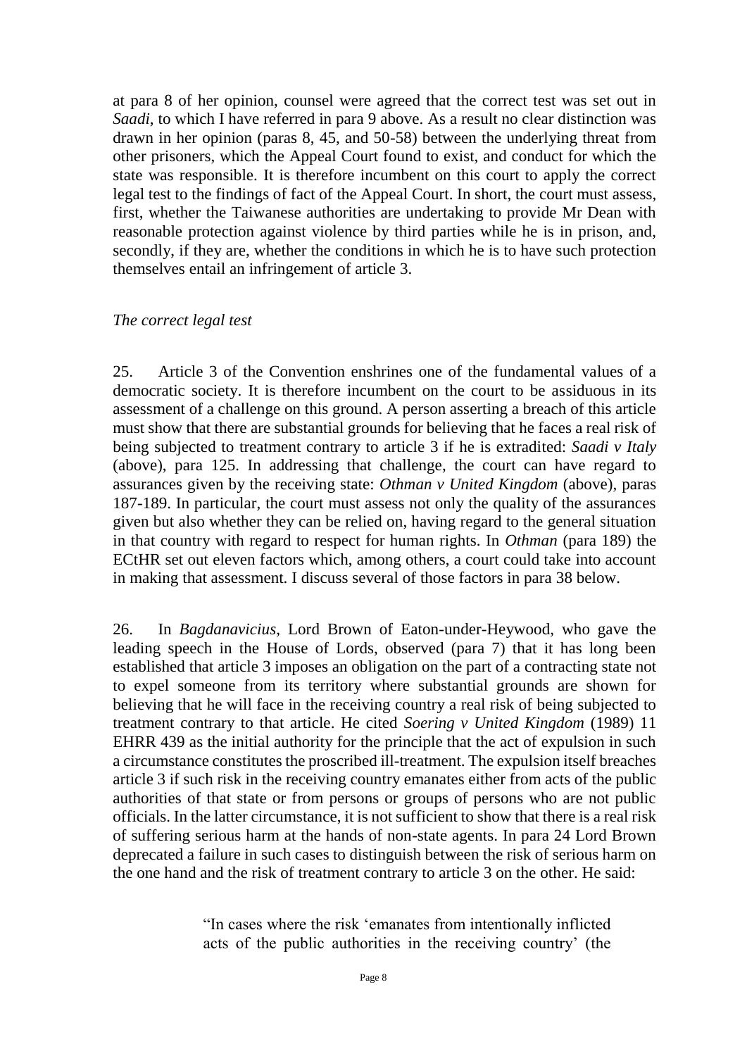at para 8 of her opinion, counsel were agreed that the correct test was set out in *Saadi*, to which I have referred in para 9 above. As a result no clear distinction was drawn in her opinion (paras 8, 45, and 50-58) between the underlying threat from other prisoners, which the Appeal Court found to exist, and conduct for which the state was responsible. It is therefore incumbent on this court to apply the correct legal test to the findings of fact of the Appeal Court. In short, the court must assess, first, whether the Taiwanese authorities are undertaking to provide Mr Dean with reasonable protection against violence by third parties while he is in prison, and, secondly, if they are, whether the conditions in which he is to have such protection themselves entail an infringement of article 3.

*The correct legal test*

25. Article 3 of the Convention enshrines one of the fundamental values of a democratic society. It is therefore incumbent on the court to be assiduous in its assessment of a challenge on this ground. A person asserting a breach of this article must show that there are substantial grounds for believing that he faces a real risk of being subjected to treatment contrary to article 3 if he is extradited: *Saadi v Italy* (above), para 125. In addressing that challenge, the court can have regard to assurances given by the receiving state: *Othman v United Kingdom* (above), paras 187-189. In particular, the court must assess not only the quality of the assurances given but also whether they can be relied on, having regard to the general situation in that country with regard to respect for human rights. In *Othman* (para 189) the ECtHR set out eleven factors which, among others, a court could take into account in making that assessment. I discuss several of those factors in para 38 below.

26. In *Bagdanavicius*, Lord Brown of Eaton-under-Heywood, who gave the leading speech in the House of Lords, observed (para 7) that it has long been established that article 3 imposes an obligation on the part of a contracting state not to expel someone from its territory where substantial grounds are shown for believing that he will face in the receiving country a real risk of being subjected to treatment contrary to that article. He cited *Soering v United Kingdom* (1989) 11 EHRR 439 as the initial authority for the principle that the act of expulsion in such a circumstance constitutes the proscribed ill-treatment. The expulsion itself breaches article 3 if such risk in the receiving country emanates either from acts of the public authorities of that state or from persons or groups of persons who are not public officials. In the latter circumstance, it is not sufficient to show that there is a real risk of suffering serious harm at the hands of non-state agents. In para 24 Lord Brown deprecated a failure in such cases to distinguish between the risk of serious harm on the one hand and the risk of treatment contrary to article 3 on the other. He said:

> "In cases where the risk 'emanates from intentionally inflicted acts of the public authorities in the receiving country' (the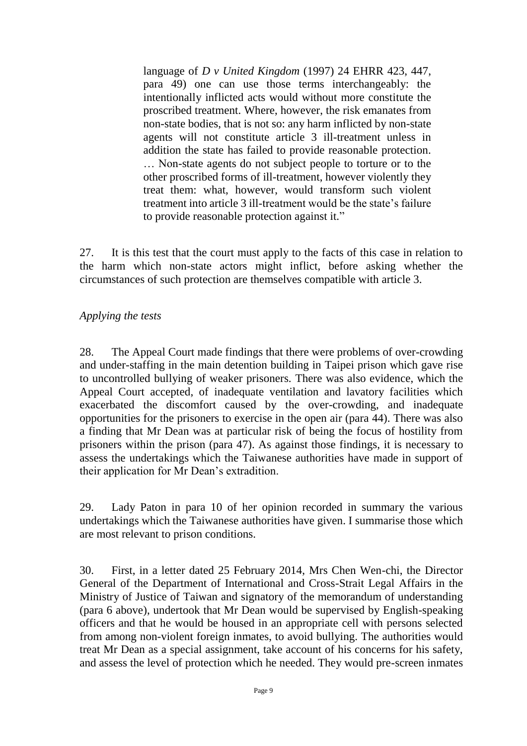> language of *D v United Kingdom* (1997) 24 EHRR 423, 447, para 49) one can use those terms interchangeably: the intentionally inflicted acts would without more constitute the proscribed treatment. Where, however, the risk emanates from non-state bodies, that is not so: any harm inflicted by non-state agents will not constitute article 3 ill-treatment unless in addition the state has failed to provide reasonable protection. … Non-state agents do not subject people to torture or to the other proscribed forms of ill-treatment, however violently they treat them: what, however, would transform such violent treatment into article 3 ill-treatment would be the state's failure to provide reasonable protection against it."

27. It is this test that the court must apply to the facts of this case in relation to the harm which non-state actors might inflict, before asking whether the circumstances of such protection are themselves compatible with article 3.

*Applying the tests*

28. The Appeal Court made findings that there were problems of over-crowding and under-staffing in the main detention building in Taipei prison which gave rise to uncontrolled bullying of weaker prisoners. There was also evidence, which the Appeal Court accepted, of inadequate ventilation and lavatory facilities which exacerbated the discomfort caused by the over-crowding, and inadequate opportunities for the prisoners to exercise in the open air (para 44). There was also a finding that Mr Dean was at particular risk of being the focus of hostility from prisoners within the prison (para 47). As against those findings, it is necessary to assess the undertakings which the Taiwanese authorities have made in support of their application for Mr Dean's extradition.

29. Lady Paton in para 10 of her opinion recorded in summary the various undertakings which the Taiwanese authorities have given. I summarise those which are most relevant to prison conditions.

30. First, in a letter dated 25 February 2014, Mrs Chen Wen-chi, the Director General of the Department of International and Cross-Strait Legal Affairs in the Ministry of Justice of Taiwan and signatory of the memorandum of understanding (para 6 above), undertook that Mr Dean would be supervised by English-speaking officers and that he would be housed in an appropriate cell with persons selected from among non-violent foreign inmates, to avoid bullying. The authorities would treat Mr Dean as a special assignment, take account of his concerns for his safety, and assess the level of protection which he needed. They would pre-screen inmates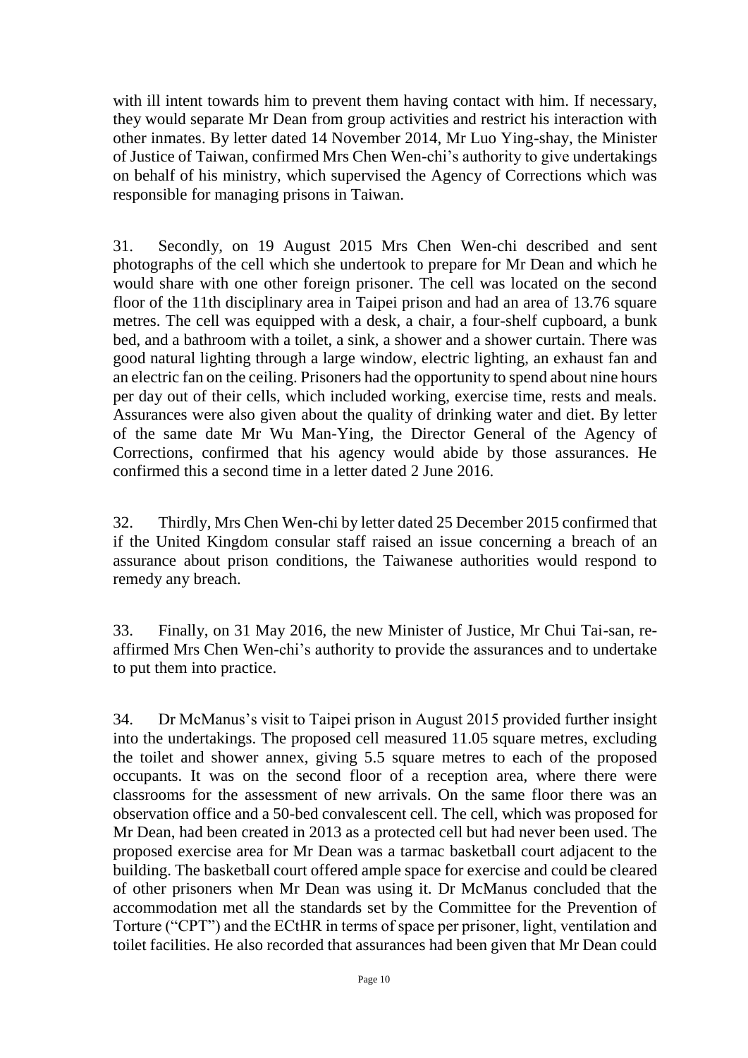with ill intent towards him to prevent them having contact with him. If necessary, they would separate Mr Dean from group activities and restrict his interaction with other inmates. By letter dated 14 November 2014, Mr Luo Ying-shay, the Minister of Justice of Taiwan, confirmed Mrs Chen Wen-chi's authority to give undertakings on behalf of his ministry, which supervised the Agency of Corrections which was responsible for managing prisons in Taiwan.

31. Secondly, on 19 August 2015 Mrs Chen Wen-chi described and sent photographs of the cell which she undertook to prepare for Mr Dean and which he would share with one other foreign prisoner. The cell was located on the second floor of the 11th disciplinary area in Taipei prison and had an area of 13.76 square metres. The cell was equipped with a desk, a chair, a four-shelf cupboard, a bunk bed, and a bathroom with a toilet, a sink, a shower and a shower curtain. There was good natural lighting through a large window, electric lighting, an exhaust fan and an electric fan on the ceiling. Prisoners had the opportunity to spend about nine hours per day out of their cells, which included working, exercise time, rests and meals. Assurances were also given about the quality of drinking water and diet. By letter of the same date Mr Wu Man-Ying, the Director General of the Agency of Corrections, confirmed that his agency would abide by those assurances. He confirmed this a second time in a letter dated 2 June 2016.

32. Thirdly, Mrs Chen Wen-chi by letter dated 25 December 2015 confirmed that if the United Kingdom consular staff raised an issue concerning a breach of an assurance about prison conditions, the Taiwanese authorities would respond to remedy any breach.

33. Finally, on 31 May 2016, the new Minister of Justice, Mr Chui Tai-san, re-affirmed Mrs Chen Wen-chi's authority to provide the assurances and to undertake to put them into practice.

34. Dr McManus's visit to Taipei prison in August 2015 provided further insight into the undertakings. The proposed cell measured 11.05 square metres, excluding the toilet and shower annex, giving 5.5 square metres to each of the proposed occupants. It was on the second floor of a reception area, where there were classrooms for the assessment of new arrivals. On the same floor there was an observation office and a 50-bed convalescent cell. The cell, which was proposed for Mr Dean, had been created in 2013 as a protected cell but had never been used. The proposed exercise area for Mr Dean was a tarmac basketball court adjacent to the building. The basketball court offered ample space for exercise and could be cleared of other prisoners when Mr Dean was using it. Dr McManus concluded that the accommodation met all the standards set by the Committee for the Prevention of Torture ("CPT") and the ECtHR in terms of space per prisoner, light, ventilation and toilet facilities. He also recorded that assurances had been given that Mr Dean could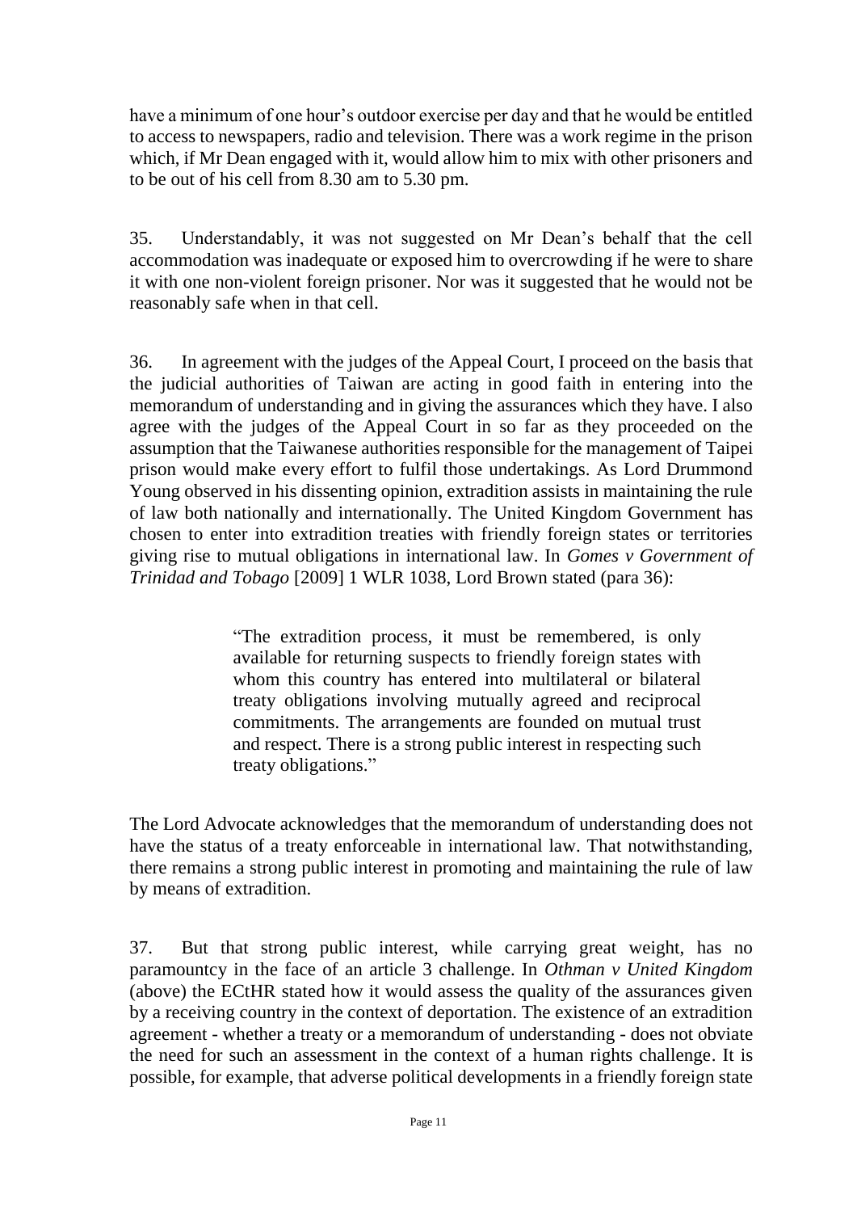have a minimum of one hour's outdoor exercise per day and that he would be entitled to access to newspapers, radio and television. There was a work regime in the prison which, if Mr Dean engaged with it, would allow him to mix with other prisoners and to be out of his cell from 8.30 am to 5.30 pm.

35. Understandably, it was not suggested on Mr Dean's behalf that the cell accommodation was inadequate or exposed him to overcrowding if he were to share it with one non-violent foreign prisoner. Nor was it suggested that he would not be reasonably safe when in that cell.

36. In agreement with the judges of the Appeal Court, I proceed on the basis that the judicial authorities of Taiwan are acting in good faith in entering into the memorandum of understanding and in giving the assurances which they have. I also agree with the judges of the Appeal Court in so far as they proceeded on the assumption that the Taiwanese authorities responsible for the management of Taipei prison would make every effort to fulfil those undertakings. As Lord Drummond Young observed in his dissenting opinion, extradition assists in maintaining the rule of law both nationally and internationally. The United Kingdom Government has chosen to enter into extradition treaties with friendly foreign states or territories giving rise to mutual obligations in international law. In *Gomes v Government of Trinidad and Tobago* [2009] 1 WLR 1038, Lord Brown stated (para 36):

> "The extradition process, it must be remembered, is only available for returning suspects to friendly foreign states with whom this country has entered into multilateral or bilateral treaty obligations involving mutually agreed and reciprocal commitments. The arrangements are founded on mutual trust and respect. There is a strong public interest in respecting such treaty obligations."

The Lord Advocate acknowledges that the memorandum of understanding does not have the status of a treaty enforceable in international law. That notwithstanding, there remains a strong public interest in promoting and maintaining the rule of law by means of extradition.

37. But that strong public interest, while carrying great weight, has no paramountcy in the face of an article 3 challenge. In *Othman v United Kingdom* (above) the ECtHR stated how it would assess the quality of the assurances given by a receiving country in the context of deportation. The existence of an extradition agreement - whether a treaty or a memorandum of understanding - does not obviate the need for such an assessment in the context of a human rights challenge. It is possible, for example, that adverse political developments in a friendly foreign state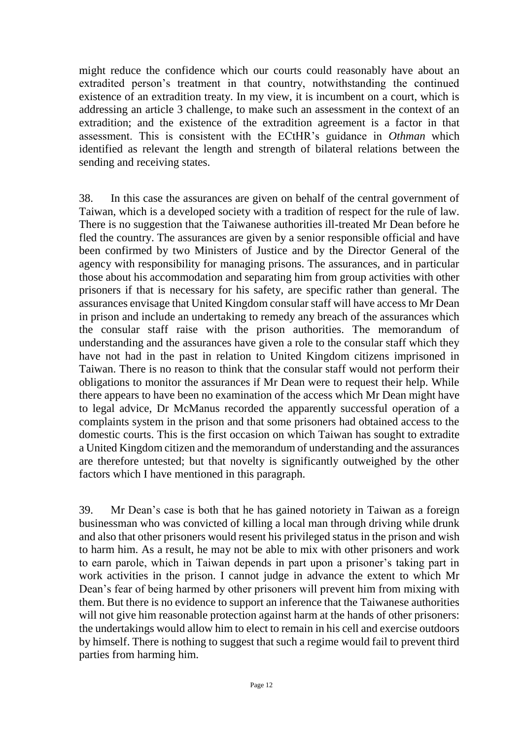might reduce the confidence which our courts could reasonably have about an extradited person's treatment in that country, notwithstanding the continued existence of an extradition treaty. In my view, it is incumbent on a court, which is addressing an article 3 challenge, to make such an assessment in the context of an extradition; and the existence of the extradition agreement is a factor in that assessment. This is consistent with the ECtHR's guidance in *Othman* which identified as relevant the length and strength of bilateral relations between the sending and receiving states.

38. In this case the assurances are given on behalf of the central government of Taiwan, which is a developed society with a tradition of respect for the rule of law. There is no suggestion that the Taiwanese authorities ill-treated Mr Dean before he fled the country. The assurances are given by a senior responsible official and have been confirmed by two Ministers of Justice and by the Director General of the agency with responsibility for managing prisons. The assurances, and in particular those about his accommodation and separating him from group activities with other prisoners if that is necessary for his safety, are specific rather than general. The assurances envisage that United Kingdom consular staff will have access to Mr Dean in prison and include an undertaking to remedy any breach of the assurances which the consular staff raise with the prison authorities. The memorandum of understanding and the assurances have given a role to the consular staff which they have not had in the past in relation to United Kingdom citizens imprisoned in Taiwan. There is no reason to think that the consular staff would not perform their obligations to monitor the assurances if Mr Dean were to request their help. While there appears to have been no examination of the access which Mr Dean might have to legal advice, Dr McManus recorded the apparently successful operation of a complaints system in the prison and that some prisoners had obtained access to the domestic courts. This is the first occasion on which Taiwan has sought to extradite a United Kingdom citizen and the memorandum of understanding and the assurances are therefore untested; but that novelty is significantly outweighed by the other factors which I have mentioned in this paragraph.

39. Mr Dean's case is both that he has gained notoriety in Taiwan as a foreign businessman who was convicted of killing a local man through driving while drunk and also that other prisoners would resent his privileged status in the prison and wish to harm him. As a result, he may not be able to mix with other prisoners and work to earn parole, which in Taiwan depends in part upon a prisoner's taking part in work activities in the prison. I cannot judge in advance the extent to which Mr Dean's fear of being harmed by other prisoners will prevent him from mixing with them. But there is no evidence to support an inference that the Taiwanese authorities will not give him reasonable protection against harm at the hands of other prisoners: the undertakings would allow him to elect to remain in his cell and exercise outdoors by himself. There is nothing to suggest that such a regime would fail to prevent third parties from harming him.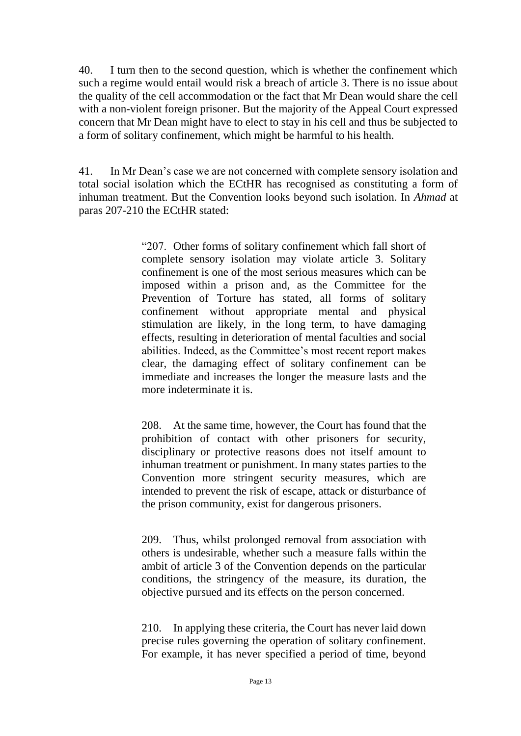40. I turn then to the second question, which is whether the confinement which such a regime would entail would risk a breach of article 3. There is no issue about the quality of the cell accommodation or the fact that Mr Dean would share the cell with a non-violent foreign prisoner. But the majority of the Appeal Court expressed concern that Mr Dean might have to elect to stay in his cell and thus be subjected to a form of solitary confinement, which might be harmful to his health.

41. In Mr Dean's case we are not concerned with complete sensory isolation and total social isolation which the ECtHR has recognised as constituting a form of inhuman treatment. But the Convention looks beyond such isolation. In *Ahmad* at paras 207-210 the ECtHR stated:

> "207. Other forms of solitary confinement which fall short of complete sensory isolation may violate article 3. Solitary confinement is one of the most serious measures which can be imposed within a prison and, as the Committee for the Prevention of Torture has stated, all forms of solitary confinement without appropriate mental and physical stimulation are likely, in the long term, to have damaging effects, resulting in deterioration of mental faculties and social abilities. Indeed, as the Committee's most recent report makes clear, the damaging effect of solitary confinement can be immediate and increases the longer the measure lasts and the more indeterminate it is.
>
> 208. At the same time, however, the Court has found that the prohibition of contact with other prisoners for security, disciplinary or protective reasons does not itself amount to inhuman treatment or punishment. In many states parties to the Convention more stringent security measures, which are intended to prevent the risk of escape, attack or disturbance of the prison community, exist for dangerous prisoners.
>
> 209. Thus, whilst prolonged removal from association with others is undesirable, whether such a measure falls within the ambit of article 3 of the Convention depends on the particular conditions, the stringency of the measure, its duration, the objective pursued and its effects on the person concerned.
>
> 210. In applying these criteria, the Court has never laid down precise rules governing the operation of solitary confinement. For example, it has never specified a period of time, beyond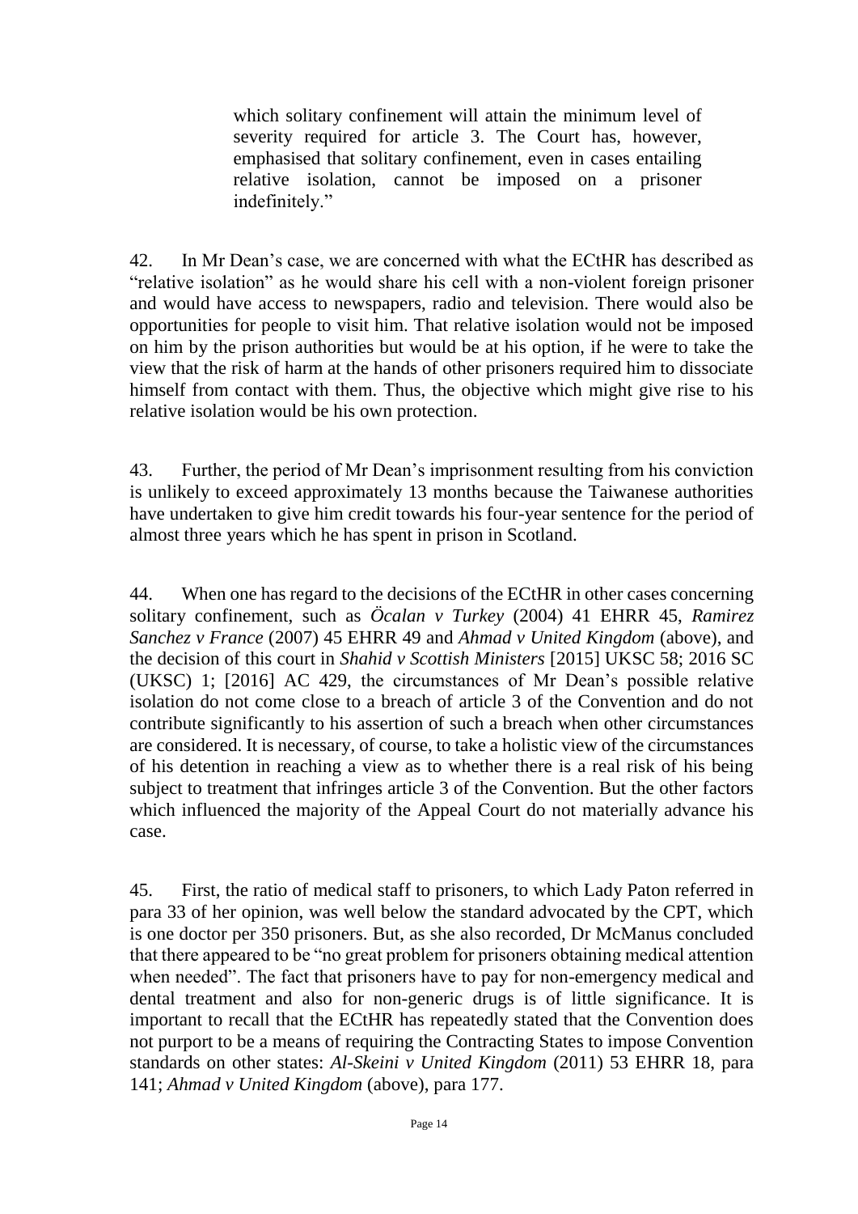> which solitary confinement will attain the minimum level of severity required for article 3. The Court has, however, emphasised that solitary confinement, even in cases entailing relative isolation, cannot be imposed on a prisoner indefinitely."

42. In Mr Dean's case, we are concerned with what the ECtHR has described as "relative isolation" as he would share his cell with a non-violent foreign prisoner and would have access to newspapers, radio and television. There would also be opportunities for people to visit him. That relative isolation would not be imposed on him by the prison authorities but would be at his option, if he were to take the view that the risk of harm at the hands of other prisoners required him to dissociate himself from contact with them. Thus, the objective which might give rise to his relative isolation would be his own protection.

43. Further, the period of Mr Dean's imprisonment resulting from his conviction is unlikely to exceed approximately 13 months because the Taiwanese authorities have undertaken to give him credit towards his four-year sentence for the period of almost three years which he has spent in prison in Scotland.

44. When one has regard to the decisions of the ECtHR in other cases concerning solitary confinement, such as *Öcalan v Turkey* (2004) 41 EHRR 45, *Ramirez Sanchez v France* (2007) 45 EHRR 49 and *Ahmad v United Kingdom* (above), and the decision of this court in *Shahid v Scottish Ministers* [2015] UKSC 58; 2016 SC (UKSC) 1; [2016] AC 429, the circumstances of Mr Dean's possible relative isolation do not come close to a breach of article 3 of the Convention and do not contribute significantly to his assertion of such a breach when other circumstances are considered. It is necessary, of course, to take a holistic view of the circumstances of his detention in reaching a view as to whether there is a real risk of his being subject to treatment that infringes article 3 of the Convention. But the other factors which influenced the majority of the Appeal Court do not materially advance his case.

45. First, the ratio of medical staff to prisoners, to which Lady Paton referred in para 33 of her opinion, was well below the standard advocated by the CPT, which is one doctor per 350 prisoners. But, as she also recorded, Dr McManus concluded that there appeared to be "no great problem for prisoners obtaining medical attention when needed". The fact that prisoners have to pay for non-emergency medical and dental treatment and also for non-generic drugs is of little significance. It is important to recall that the ECtHR has repeatedly stated that the Convention does not purport to be a means of requiring the Contracting States to impose Convention standards on other states: *Al-Skeini v United Kingdom* (2011) 53 EHRR 18, para 141; *Ahmad v United Kingdom* (above), para 177.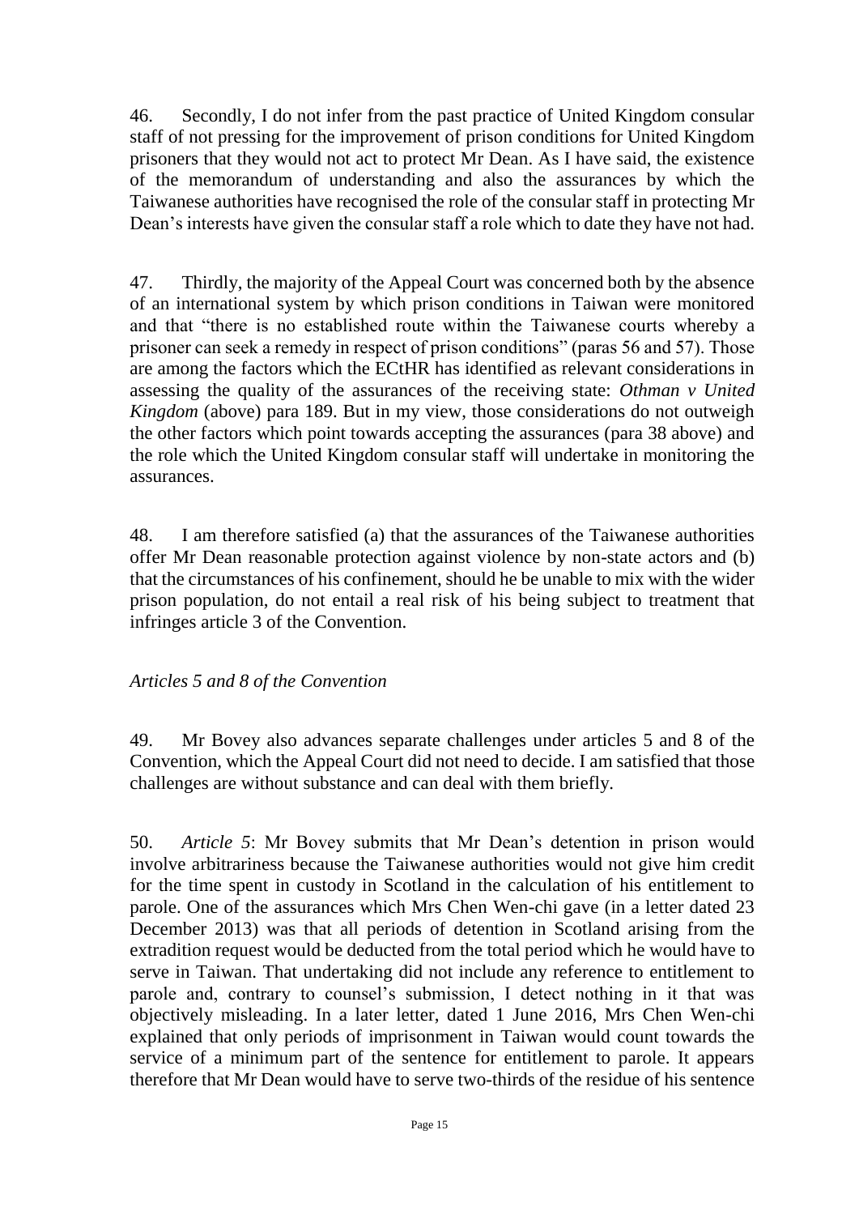46. Secondly, I do not infer from the past practice of United Kingdom consular staff of not pressing for the improvement of prison conditions for United Kingdom prisoners that they would not act to protect Mr Dean. As I have said, the existence of the memorandum of understanding and also the assurances by which the Taiwanese authorities have recognised the role of the consular staff in protecting Mr Dean's interests have given the consular staff a role which to date they have not had.

47. Thirdly, the majority of the Appeal Court was concerned both by the absence of an international system by which prison conditions in Taiwan were monitored and that "there is no established route within the Taiwanese courts whereby a prisoner can seek a remedy in respect of prison conditions" (paras 56 and 57). Those are among the factors which the ECtHR has identified as relevant considerations in assessing the quality of the assurances of the receiving state: *Othman v United Kingdom* (above) para 189. But in my view, those considerations do not outweigh the other factors which point towards accepting the assurances (para 38 above) and the role which the United Kingdom consular staff will undertake in monitoring the assurances.

48. I am therefore satisfied (a) that the assurances of the Taiwanese authorities offer Mr Dean reasonable protection against violence by non-state actors and (b) that the circumstances of his confinement, should he be unable to mix with the wider prison population, do not entail a real risk of his being subject to treatment that infringes article 3 of the Convention.

*Articles 5 and 8 of the Convention*

49. Mr Bovey also advances separate challenges under articles 5 and 8 of the Convention, which the Appeal Court did not need to decide. I am satisfied that those challenges are without substance and can deal with them briefly.

50. *Article 5*: Mr Bovey submits that Mr Dean's detention in prison would involve arbitrariness because the Taiwanese authorities would not give him credit for the time spent in custody in Scotland in the calculation of his entitlement to parole. One of the assurances which Mrs Chen Wen-chi gave (in a letter dated 23 December 2013) was that all periods of detention in Scotland arising from the extradition request would be deducted from the total period which he would have to serve in Taiwan. That undertaking did not include any reference to entitlement to parole and, contrary to counsel's submission, I detect nothing in it that was objectively misleading. In a later letter, dated 1 June 2016, Mrs Chen Wen-chi explained that only periods of imprisonment in Taiwan would count towards the service of a minimum part of the sentence for entitlement to parole. It appears therefore that Mr Dean would have to serve two-thirds of the residue of his sentence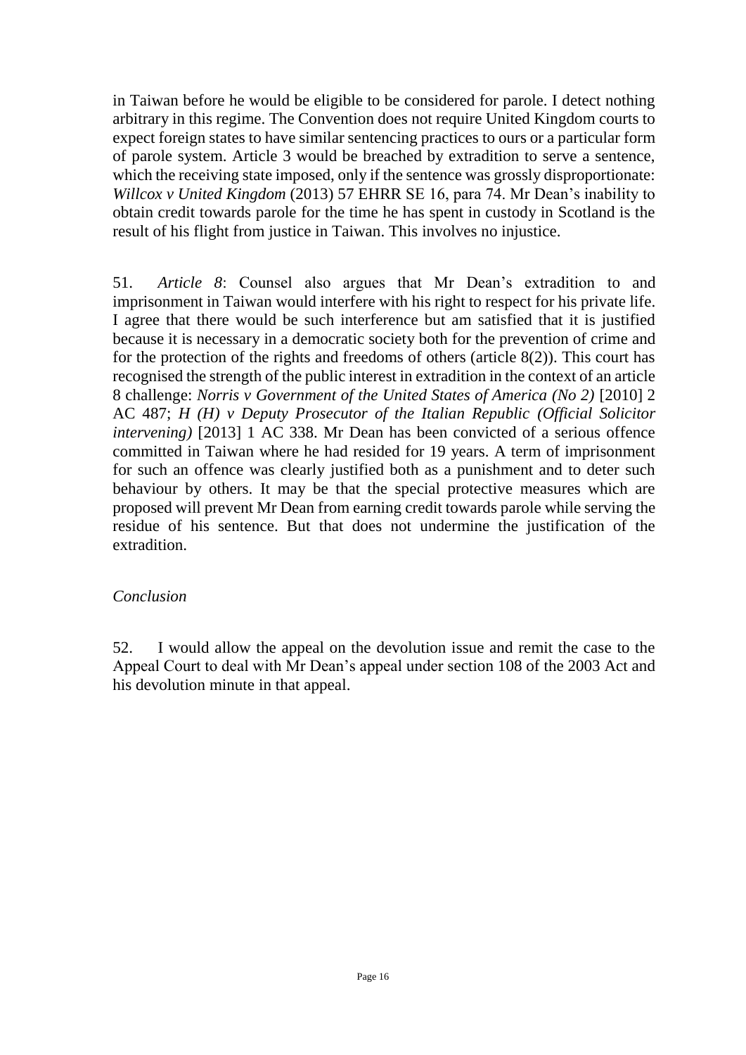in Taiwan before he would be eligible to be considered for parole. I detect nothing arbitrary in this regime. The Convention does not require United Kingdom courts to expect foreign states to have similar sentencing practices to ours or a particular form of parole system. Article 3 would be breached by extradition to serve a sentence, which the receiving state imposed, only if the sentence was grossly disproportionate: *Willcox v United Kingdom* (2013) 57 EHRR SE 16, para 74. Mr Dean's inability to obtain credit towards parole for the time he has spent in custody in Scotland is the result of his flight from justice in Taiwan. This involves no injustice.

51. *Article 8*: Counsel also argues that Mr Dean's extradition to and imprisonment in Taiwan would interfere with his right to respect for his private life. I agree that there would be such interference but am satisfied that it is justified because it is necessary in a democratic society both for the prevention of crime and for the protection of the rights and freedoms of others (article 8(2)). This court has recognised the strength of the public interest in extradition in the context of an article 8 challenge: *Norris v Government of the United States of America (No 2)* [2010] 2 AC 487; *H (H) v Deputy Prosecutor of the Italian Republic (Official Solicitor intervening)* [2013] 1 AC 338. Mr Dean has been convicted of a serious offence committed in Taiwan where he had resided for 19 years. A term of imprisonment for such an offence was clearly justified both as a punishment and to deter such behaviour by others. It may be that the special protective measures which are proposed will prevent Mr Dean from earning credit towards parole while serving the residue of his sentence. But that does not undermine the justification of the extradition.

*Conclusion*

52. I would allow the appeal on the devolution issue and remit the case to the Appeal Court to deal with Mr Dean's appeal under section 108 of the 2003 Act and his devolution minute in that appeal.